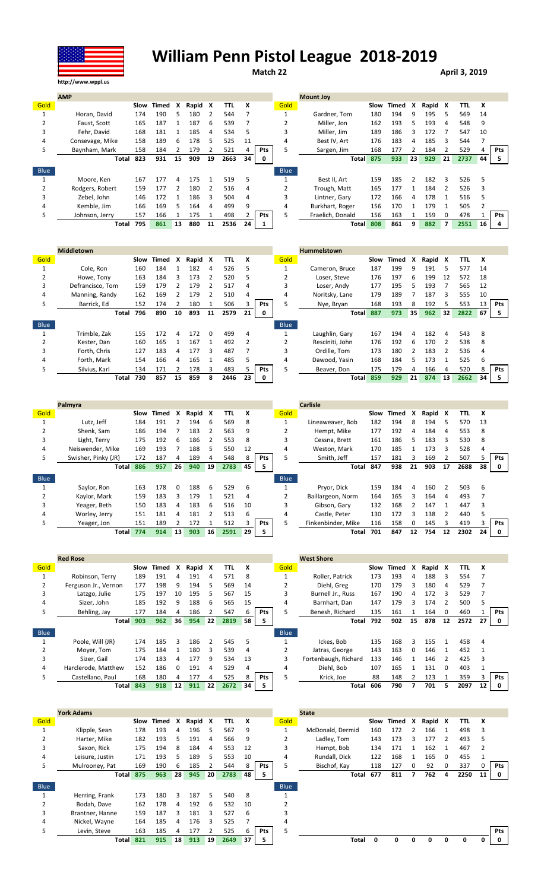# William Penn Pistol League 2018-2019

http://www.wppl.us

**Match 22** — **April 3, 2019**

## AMP vs Mount Joy

| AMP | | Slow | Timed | X | Rapid | X | TTL | X | | Mount Joy | | Slow | Timed | X | Rapid | X | TTL | X | |
|---|---|---|---|---|---|---|---|---|---|---|---|---|---|---|---|---|---|---|---|
| Gold | | | | | | | | | | Gold | | | | | | | | | |
| 1 | Horan, David | 174 | 190 | 5 | 180 | 2 | 544 | 7 | | 1 | Gardner, Tom | 180 | 194 | 9 | 195 | 5 | 569 | 14 | |
| 2 | Faust, Scott | 165 | 187 | 1 | 187 | 6 | 539 | 7 | | 2 | Miller, Jon | 162 | 193 | 5 | 193 | 4 | 548 | 9 | |
| 3 | Fehr, David | 168 | 181 | 1 | 185 | 4 | 534 | 5 | | 3 | Miller, Jim | 189 | 186 | 3 | 172 | 7 | 547 | 10 | |
| 4 | Consevage, Mike | 158 | 189 | 6 | 178 | 5 | 525 | 11 | | 4 | Best IV, Art | 176 | 183 | 4 | 185 | 3 | 544 | 7 | |
| 5 | Baynham, Mark | 158 | 184 | 2 | 179 | 2 | 521 | 4 | Pts | 5 | Sargen, Jim | 168 | 177 | 2 | 184 | 2 | 529 | 4 | Pts |
| | Total | 823 | 931 | 15 | 909 | 19 | 2663 | 34 | 0 | | Total | 875 | 933 | 23 | 929 | 21 | 2737 | 44 | 5 |
| Blue | | | | | | | | | | Blue | | | | | | | | | |
| 1 | Moore, Ken | 167 | 177 | 4 | 175 | 1 | 519 | 5 | | 1 | Best II, Art | 159 | 185 | 2 | 182 | 3 | 526 | 5 | |
| 2 | Rodgers, Robert | 159 | 177 | 2 | 180 | 2 | 516 | 4 | | 2 | Trough, Matt | 165 | 177 | 1 | 184 | 2 | 526 | 3 | |
| 3 | Zebel, John | 146 | 172 | 1 | 186 | 3 | 504 | 4 | | 3 | Lintner, Gary | 172 | 166 | 4 | 178 | 1 | 516 | 5 | |
| 4 | Kemble, Jim | 166 | 169 | 5 | 164 | 4 | 499 | 9 | | 4 | Burkhart, Roger | 156 | 170 | 1 | 179 | 1 | 505 | 2 | |
| 5 | Johnson, Jerry | 157 | 166 | 1 | 175 | 1 | 498 | 2 | Pts | 5 | Fraelich, Donald | 156 | 163 | 1 | 159 | 0 | 478 | 1 | Pts |
| | Total | 795 | 861 | 13 | 880 | 11 | 2536 | 24 | 1 | | Total | 808 | 861 | 9 | 882 | 7 | 2551 | 16 | 4 |

## Middletown vs Hummelstown

| Middletown | | Slow | Timed | X | Rapid | X | TTL | X | | Hummelstown | | Slow | Timed | X | Rapid | X | TTL | X | |
|---|---|---|---|---|---|---|---|---|---|---|---|---|---|---|---|---|---|---|---|
| Gold | | | | | | | | | | Gold | | | | | | | | | |
| 1 | Cole, Ron | 160 | 184 | 1 | 182 | 4 | 526 | 5 | | 1 | Cameron, Bruce | 187 | 199 | 9 | 191 | 5 | 577 | 14 | |
| 2 | Howe, Tony | 163 | 184 | 3 | 173 | 2 | 520 | 5 | | 2 | Loser, Steve | 176 | 197 | 6 | 199 | 12 | 572 | 18 | |
| 3 | Defrancisco, Tom | 159 | 179 | 2 | 179 | 2 | 517 | 4 | | 3 | Loser, Andy | 177 | 195 | 5 | 193 | 7 | 565 | 12 | |
| 4 | Manning, Randy | 162 | 169 | 2 | 179 | 2 | 510 | 4 | | 4 | Noritsky, Lane | 179 | 189 | 7 | 187 | 3 | 555 | 10 | |
| 5 | Barrick, Ed | 152 | 174 | 2 | 180 | 1 | 506 | 3 | Pts | 5 | Nye, Bryan | 168 | 193 | 8 | 192 | 5 | 553 | 13 | Pts |
| | Total | 796 | 890 | 10 | 893 | 11 | 2579 | 21 | 0 | | Total | 887 | 973 | 35 | 962 | 32 | 2822 | 67 | 5 |
| Blue | | | | | | | | | | Blue | | | | | | | | | |
| 1 | Trimble, Zak | 155 | 172 | 4 | 172 | 0 | 499 | 4 | | 1 | Laughlin, Gary | 167 | 194 | 4 | 182 | 4 | 543 | 8 | |
| 2 | Kester, Dan | 160 | 165 | 1 | 167 | 1 | 492 | 2 | | 2 | Resciniti, John | 176 | 192 | 6 | 170 | 2 | 538 | 8 | |
| 3 | Forth, Chris | 127 | 183 | 4 | 177 | 3 | 487 | 7 | | 3 | Ordille, Tom | 173 | 180 | 2 | 183 | 2 | 536 | 4 | |
| 4 | Forth, Mark | 154 | 166 | 4 | 165 | 1 | 485 | 5 | | 4 | Dawood, Yasin | 168 | 184 | 5 | 173 | 1 | 525 | 6 | |
| 5 | Silvius, Karl | 134 | 171 | 2 | 178 | 3 | 483 | 5 | Pts | 5 | Beaver, Don | 175 | 179 | 4 | 166 | 4 | 520 | 8 | Pts |
| | Total | 730 | 857 | 15 | 859 | 8 | 2446 | 23 | 0 | | Total | 859 | 929 | 21 | 874 | 13 | 2662 | 34 | 5 |

## Palmyra vs Carlisle

| Palmyra | | Slow | Timed | X | Rapid | X | TTL | X | | Carlisle | | Slow | Timed | X | Rapid | X | TTL | X | |
|---|---|---|---|---|---|---|---|---|---|---|---|---|---|---|---|---|---|---|---|
| Gold | | | | | | | | | | Gold | | | | | | | | | |
| 1 | Lutz, Jeff | 184 | 191 | 2 | 194 | 6 | 569 | 8 | | 1 | Lineaweaver, Bob | 182 | 194 | 8 | 194 | 5 | 570 | 13 | |
| 2 | Shenk, Sam | 186 | 194 | 7 | 183 | 2 | 563 | 9 | | 2 | Hempt, Mike | 177 | 192 | 4 | 184 | 4 | 553 | 8 | |
| 3 | Light, Terry | 175 | 192 | 6 | 186 | 2 | 553 | 8 | | 3 | Cessna, Brett | 161 | 186 | 5 | 183 | 3 | 530 | 8 | |
| 4 | Neiswender, Mike | 169 | 193 | 7 | 188 | 5 | 550 | 12 | | 4 | Weston, Mark | 170 | 185 | 1 | 173 | 3 | 528 | 4 | |
| 5 | Swisher, Pinky {JR} | 172 | 187 | 4 | 189 | 4 | 548 | 8 | Pts | 5 | Smith, Jeff | 157 | 181 | 3 | 169 | 2 | 507 | 5 | Pts |
| | Total | 886 | 957 | 26 | 940 | 19 | 2783 | 45 | 5 | | Total | 847 | 938 | 21 | 903 | 17 | 2688 | 38 | 0 |
| Blue | | | | | | | | | | Blue | | | | | | | | | |
| 1 | Saylor, Ron | 163 | 178 | 0 | 188 | 6 | 529 | 6 | | 1 | Pryor, Dick | 159 | 184 | 4 | 160 | 2 | 503 | 6 | |
| 2 | Kaylor, Mark | 159 | 183 | 3 | 179 | 1 | 521 | 4 | | 2 | Baillargeon, Norm | 164 | 165 | 3 | 164 | 4 | 493 | 7 | |
| 3 | Yeager, Beth | 150 | 183 | 4 | 183 | 6 | 516 | 10 | | 3 | Gibson, Gary | 132 | 168 | 2 | 147 | 1 | 447 | 3 | |
| 4 | Worley, Jerry | 151 | 181 | 4 | 181 | 2 | 513 | 6 | | 4 | Castle, Peter | 130 | 172 | 3 | 138 | 2 | 440 | 5 | |
| 5 | Yeager, Jon | 151 | 189 | 2 | 172 | 1 | 512 | 3 | Pts | 5 | Finkenbinder, Mike | 116 | 158 | 0 | 145 | 3 | 419 | 3 | Pts |
| | Total | 774 | 914 | 13 | 903 | 16 | 2591 | 29 | 5 | | Total | 701 | 847 | 12 | 754 | 12 | 2302 | 24 | 0 |

## Red Rose vs West Shore

| Red Rose | | Slow | Timed | X | Rapid | X | TTL | X | | West Shore | | Slow | Timed | X | Rapid | X | TTL | X | |
|---|---|---|---|---|---|---|---|---|---|---|---|---|---|---|---|---|---|---|---|
| Gold | | | | | | | | | | Gold | | | | | | | | | |
| 1 | Robinson, Terry | 189 | 191 | 4 | 191 | 4 | 571 | 8 | | 1 | Roller, Patrick | 173 | 193 | 4 | 188 | 3 | 554 | 7 | |
| 2 | Ferguson Jr., Vernon | 177 | 198 | 9 | 194 | 5 | 569 | 14 | | 2 | Diehl, Greg | 170 | 179 | 3 | 180 | 4 | 529 | 7 | |
| 3 | Latzgo, Julie | 175 | 197 | 10 | 195 | 5 | 567 | 15 | | 3 | Burnell Jr., Russ | 167 | 190 | 4 | 172 | 3 | 529 | 7 | |
| 4 | Sizer, John | 185 | 192 | 9 | 188 | 6 | 565 | 15 | | 4 | Barnhart, Dan | 147 | 179 | 3 | 174 | 2 | 500 | 5 | |
| 5 | Behling, Jay | 177 | 184 | 4 | 186 | 2 | 547 | 6 | Pts | 5 | Benesh, Richard | 135 | 161 | 1 | 164 | 0 | 460 | 1 | Pts |
| | Total | 903 | 962 | 36 | 954 | 22 | 2819 | 58 | 5 | | Total | 792 | 902 | 15 | 878 | 12 | 2572 | 27 | 0 |
| Blue | | | | | | | | | | Blue | | | | | | | | | |
| 1 | Poole, Will {JR} | 174 | 185 | 3 | 186 | 2 | 545 | 5 | | 1 | Ickes, Bob | 135 | 168 | 3 | 155 | 1 | 458 | 4 | |
| 2 | Moyer, Tom | 175 | 184 | 1 | 180 | 3 | 539 | 4 | | 2 | Jatras, George | 143 | 163 | 0 | 146 | 1 | 452 | 1 | |
| 3 | Sizer, Gail | 174 | 183 | 4 | 177 | 9 | 534 | 13 | | 3 | Fortenbaugh, Richard | 133 | 146 | 1 | 146 | 2 | 425 | 3 | |
| 4 | Harclerode, Matthew | 152 | 186 | 0 | 191 | 4 | 529 | 4 | | 4 | Diehl, Bob | 107 | 165 | 1 | 131 | 0 | 403 | 1 | |
| 5 | Castellano, Paul | 168 | 180 | 4 | 177 | 4 | 525 | 8 | Pts | 5 | Krick, Joe | 88 | 148 | 2 | 123 | 1 | 359 | 3 | Pts |
| | Total | 843 | 918 | 12 | 911 | 22 | 2672 | 34 | 5 | | Total | 606 | 790 | 7 | 701 | 5 | 2097 | 12 | 0 |

## York Adams vs State

| York Adams | | Slow | Timed | X | Rapid | X | TTL | X | | State | | Slow | Timed | X | Rapid | X | TTL | X | |
|---|---|---|---|---|---|---|---|---|---|---|---|---|---|---|---|---|---|---|---|
| Gold | | | | | | | | | | Gold | | | | | | | | | |
| 1 | Klipple, Sean | 178 | 193 | 4 | 196 | 5 | 567 | 9 | | 1 | McDonald, Dermid | 160 | 172 | 2 | 166 | 1 | 498 | 3 | |
| 2 | Harter, Mike | 182 | 193 | 5 | 191 | 4 | 566 | 9 | | 2 | Ladley, Tom | 143 | 173 | 3 | 177 | 2 | 493 | 5 | |
| 3 | Saxon, Rick | 175 | 194 | 8 | 184 | 4 | 553 | 12 | | 3 | Hempt, Bob | 134 | 171 | 1 | 162 | 1 | 467 | 2 | |
| 4 | Leisure, Justin | 171 | 193 | 5 | 189 | 5 | 553 | 10 | | 4 | Rundall, Dick | 122 | 168 | 1 | 165 | 0 | 455 | 1 | |
| 5 | Mulrooney, Pat | 169 | 190 | 6 | 185 | 2 | 544 | 8 | Pts | 5 | Bischof, Kay | 118 | 127 | 0 | 92 | 0 | 337 | 0 | Pts |
| | Total | 875 | 963 | 28 | 945 | 20 | 2783 | 48 | 5 | | Total | 677 | 811 | 7 | 762 | 4 | 2250 | 11 | 0 |
| Blue | | | | | | | | | | Blue | | | | | | | | | |
| 1 | Herring, Frank | 173 | 180 | 3 | 187 | 5 | 540 | 8 | | 1 | | | | | | | | | |
| 2 | Bodah, Dave | 162 | 178 | 4 | 192 | 6 | 532 | 10 | | 2 | | | | | | | | | |
| 3 | Brantner, Hanne | 159 | 187 | 3 | 181 | 3 | 527 | 6 | | 3 | | | | | | | | | |
| 4 | Nickel, Wayne | 164 | 185 | 4 | 176 | 3 | 525 | 7 | | 4 | | | | | | | | | |
| 5 | Levin, Steve | 163 | 185 | 4 | 177 | 2 | 525 | 6 | Pts | 5 | | | | | | | | | Pts |
| | Total | 821 | 915 | 18 | 913 | 19 | 2649 | 37 | 5 | | Total | 0 | 0 | 0 | 0 | 0 | 0 | 0 | 0 |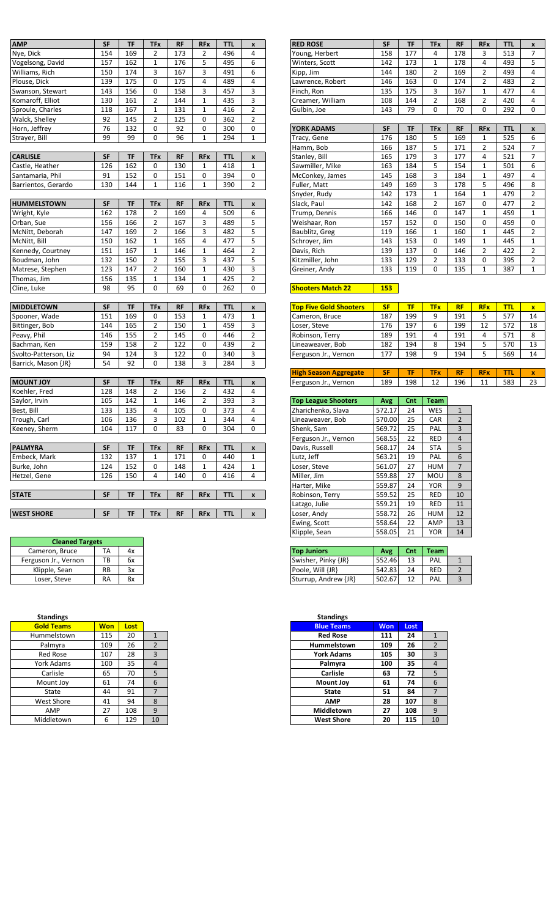| AMP | SF | TF | TFx | RF | RFx | TTL | x |
|---|---|---|---|---|---|---|---|
| Nye, Dick | 154 | 169 | 2 | 173 | 2 | 496 | 4 |
| Vogelsong, David | 157 | 162 | 1 | 176 | 5 | 495 | 6 |
| Williams, Rich | 150 | 174 | 3 | 167 | 3 | 491 | 6 |
| Plouse, Dick | 139 | 175 | 0 | 175 | 4 | 489 | 4 |
| Swanson, Stewart | 143 | 156 | 0 | 158 | 3 | 457 | 3 |
| Komaroff, Elliot | 130 | 161 | 2 | 144 | 1 | 435 | 3 |
| Sproule, Charles | 118 | 167 | 1 | 131 | 1 | 416 | 2 |
| Walck, Shelley | 92 | 145 | 2 | 125 | 0 | 362 | 2 |
| Horn, Jeffrey | 76 | 132 | 0 | 92 | 0 | 300 | 0 |
| Strayer, Bill | 99 | 99 | 0 | 96 | 1 | 294 | 1 |

| CARLISLE | SF | TF | TFx | RF | RFx | TTL | x |
|---|---|---|---|---|---|---|---|
| Castle, Heather | 126 | 162 | 0 | 130 | 1 | 418 | 1 |
| Santamaria, Phil | 91 | 152 | 0 | 151 | 0 | 394 | 0 |
| Barrientos, Gerardo | 130 | 144 | 1 | 116 | 1 | 390 | 2 |

| HUMMELSTOWN | SF | TF | TFx | RF | RFx | TTL | x |
|---|---|---|---|---|---|---|---|
| Wright, Kyle | 162 | 178 | 2 | 169 | 4 | 509 | 6 |
| Orban, Sue | 156 | 166 | 2 | 167 | 3 | 489 | 5 |
| McNitt, Deborah | 147 | 169 | 2 | 166 | 3 | 482 | 5 |
| McNitt, Bill | 150 | 162 | 1 | 165 | 4 | 477 | 5 |
| Kennedy, Courtney | 151 | 167 | 1 | 146 | 1 | 464 | 2 |
| Boudman, John | 132 | 150 | 2 | 155 | 3 | 437 | 5 |
| Matrese, Stephen | 123 | 147 | 2 | 160 | 1 | 430 | 3 |
| Thomas, Jim | 156 | 135 | 1 | 134 | 1 | 425 | 2 |
| Cline, Luke | 98 | 95 | 0 | 69 | 0 | 262 | 0 |

| MIDDLETOWN | SF | TF | TFx | RF | RFx | TTL | x |
|---|---|---|---|---|---|---|---|
| Spooner, Wade | 151 | 169 | 0 | 153 | 1 | 473 | 1 |
| Bittinger, Bob | 144 | 165 | 2 | 150 | 1 | 459 | 3 |
| Peavy, Phil | 146 | 155 | 2 | 145 | 0 | 446 | 2 |
| Bachman, Ken | 159 | 158 | 2 | 122 | 0 | 439 | 2 |
| Svolto-Patterson, Liz | 94 | 124 | 3 | 122 | 0 | 340 | 3 |
| Barrick, Mason {JR} | 54 | 92 | 0 | 138 | 3 | 284 | 3 |

| MOUNT JOY | SF | TF | TFx | RF | RFx | TTL | x |
|---|---|---|---|---|---|---|---|
| Koehler, Fred | 128 | 148 | 2 | 156 | 2 | 432 | 4 |
| Saylor, Irvin | 105 | 142 | 1 | 146 | 2 | 393 | 3 |
| Best, Bill | 133 | 135 | 4 | 105 | 0 | 373 | 4 |
| Trough, Carl | 106 | 136 | 3 | 102 | 1 | 344 | 4 |
| Keeney, Sherm | 104 | 117 | 0 | 83 | 0 | 304 | 0 |

| PALMYRA | SF | TF | TFx | RF | RFx | TTL | x |
|---|---|---|---|---|---|---|---|
| Embeck, Mark | 132 | 137 | 1 | 171 | 0 | 440 | 1 |
| Burke, John | 124 | 152 | 0 | 148 | 1 | 424 | 1 |
| Hetzel, Gene | 126 | 150 | 4 | 140 | 0 | 416 | 4 |

| STATE | SF | TF | TFx | RF | RFx | TTL | x |
|---|---|---|---|---|---|---|---|

| WEST SHORE | SF | TF | TFx | RF | RFx | TTL | x |
|---|---|---|---|---|---|---|---|

| Cleaned Targets | | |
|---|---|---|
| Cameron, Bruce | TA | 4x |
| Ferguson Jr., Vernon | TB | 6x |
| Klipple, Sean | RB | 3x |
| Loser, Steve | RA | 8x |

| RED ROSE | SF | TF | TFx | RF | RFx | TTL | x |
|---|---|---|---|---|---|---|---|
| Young, Herbert | 158 | 177 | 4 | 178 | 3 | 513 | 7 |
| Winters, Scott | 142 | 173 | 1 | 178 | 4 | 493 | 5 |
| Kipp, Jim | 144 | 180 | 2 | 169 | 2 | 493 | 4 |
| Lawrence, Robert | 146 | 163 | 0 | 174 | 2 | 483 | 2 |
| Finch, Ron | 135 | 175 | 3 | 167 | 1 | 477 | 4 |
| Creamer, William | 108 | 144 | 2 | 168 | 2 | 420 | 4 |
| Gulbin, Joe | 143 | 79 | 0 | 70 | 0 | 292 | 0 |

| YORK ADAMS | SF | TF | TFx | RF | RFx | TTL | x |
|---|---|---|---|---|---|---|---|
| Tracy, Gene | 176 | 180 | 5 | 169 | 1 | 525 | 6 |
| Hamm, Bob | 166 | 187 | 5 | 171 | 2 | 524 | 7 |
| Stanley, Bill | 165 | 179 | 3 | 177 | 4 | 521 | 7 |
| Sawmiller, Mike | 163 | 184 | 5 | 154 | 1 | 501 | 6 |
| McConkey, James | 145 | 168 | 3 | 184 | 1 | 497 | 4 |
| Fuller, Matt | 149 | 169 | 3 | 178 | 5 | 496 | 8 |
| Snyder, Rudy | 142 | 173 | 1 | 164 | 1 | 479 | 2 |
| Slack, Paul | 142 | 168 | 2 | 167 | 0 | 477 | 2 |
| Trump, Dennis | 166 | 146 | 0 | 147 | 1 | 459 | 1 |
| Weishaar, Ron | 157 | 152 | 0 | 150 | 0 | 459 | 0 |
| Baublitz, Greg | 119 | 166 | 1 | 160 | 1 | 445 | 2 |
| Schroyer, Jim | 143 | 153 | 0 | 149 | 1 | 445 | 1 |
| Davis, Rich | 139 | 137 | 0 | 146 | 2 | 422 | 2 |
| Kitzmiller, John | 133 | 129 | 2 | 133 | 0 | 395 | 2 |
| Greiner, Andy | 133 | 119 | 0 | 135 | 1 | 387 | 1 |

**Shooters Match 22** 153

| Top Five Gold Shooters | SF | TF | TFx | RF | RFx | TTL | x |
|---|---|---|---|---|---|---|---|
| Cameron, Bruce | 187 | 199 | 9 | 191 | 5 | 577 | 14 |
| Loser, Steve | 176 | 197 | 6 | 199 | 12 | 572 | 18 |
| Robinson, Terry | 189 | 191 | 4 | 191 | 4 | 571 | 8 |
| Lineaweaver, Bob | 182 | 194 | 8 | 194 | 5 | 570 | 13 |
| Ferguson Jr., Vernon | 177 | 198 | 9 | 194 | 5 | 569 | 14 |

| High Season Aggregate | SF | TF | TFx | RF | RFx | TTL | x |
|---|---|---|---|---|---|---|---|
| Ferguson Jr., Vernon | 189 | 198 | 12 | 196 | 11 | 583 | 23 |

| Top League Shooters | Avg | Cnt | Team | |
|---|---|---|---|---|
| Zharichenko, Slava | 572.17 | 24 | WES | 1 |
| Lineaweaver, Bob | 570.00 | 25 | CAR | 2 |
| Shenk, Sam | 569.72 | 25 | PAL | 3 |
| Ferguson Jr., Vernon | 568.55 | 22 | RED | 4 |
| Davis, Russell | 568.17 | 24 | STA | 5 |
| Lutz, Jeff | 563.21 | 19 | PAL | 6 |
| Loser, Steve | 561.07 | 27 | HUM | 7 |
| Miller, Jim | 559.88 | 27 | MOU | 8 |
| Harter, Mike | 559.87 | 24 | YOR | 9 |
| Robinson, Terry | 559.52 | 25 | RED | 10 |
| Latzgo, Julie | 559.21 | 19 | RED | 11 |
| Loser, Andy | 558.72 | 26 | HUM | 12 |
| Ewing, Scott | 558.64 | 22 | AMP | 13 |
| Klipple, Sean | 558.05 | 21 | YOR | 14 |

| Top Juniors | Avg | Cnt | Team | |
|---|---|---|---|---|
| Swisher, Pinky {JR} | 552.46 | 13 | PAL | 1 |
| Poole, Will {JR} | 542.83 | 24 | RED | 2 |
| Sturrup, Andrew {JR} | 502.67 | 12 | PAL | 3 |

**Standings**

| Gold Teams | Won | Lost | |
|---|---|---|---|
| Hummelstown | 115 | 20 | 1 |
| Palmyra | 109 | 26 | 2 |
| Red Rose | 107 | 28 | 3 |
| York Adams | 100 | 35 | 4 |
| Carlisle | 65 | 70 | 5 |
| Mount Joy | 61 | 74 | 6 |
| State | 44 | 91 | 7 |
| West Shore | 41 | 94 | 8 |
| AMP | 27 | 108 | 9 |
| Middletown | 6 | 129 | 10 |

**Standings**

| Blue Teams | Won | Lost | |
|---|---|---|---|
| Red Rose | 111 | 24 | 1 |
| Hummelstown | 109 | 26 | 2 |
| York Adams | 105 | 30 | 3 |
| Palmyra | 100 | 35 | 4 |
| Carlisle | 63 | 72 | 5 |
| Mount Joy | 61 | 74 | 6 |
| State | 51 | 84 | 7 |
| AMP | 28 | 107 | 8 |
| Middletown | 27 | 108 | 9 |
| West Shore | 20 | 115 | 10 |